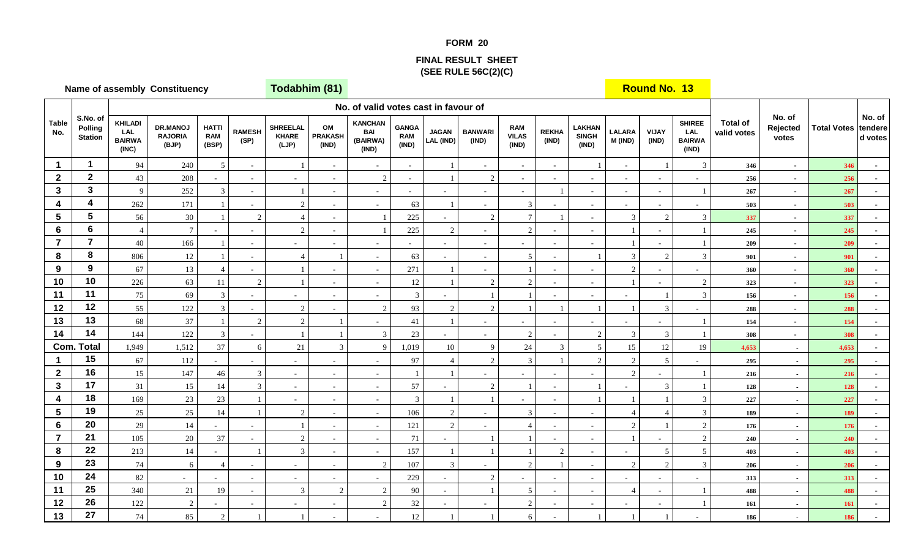# FORM 20

## FINAL RESULT SHEET
## (SEE RULE 56C(2)(C)

**Name of assembly Constituency** **Todabhim (81)** **Round No. 13**

| Table No. | S.No. of Polling Station | No. of valid votes cast in favour of | | | | | | | | | | | | | | | | | Total of valid votes | No. of Rejected votes | Total Votes | No. of tendered votes |
|---|---|---|---|---|---|---|---|---|---|---|---|---|---|---|---|---|---|---|---|---|---|---|
| | | KHILADI LAL BAIRWA (INC) | DR.MANOJ RAJORIA (BJP) | HATTI RAM (BSP) | RAMESH (SP) | SHREELAL KHARE (LJP) | OM PRAKASH (IND) | KANCHAN BAI (BAIRWA) (IND) | GANGA RAM (IND) | JAGAN LAL (IND) | BANWARI (IND) | RAM VILAS (IND) | REKHA (IND) | LAKHAN SINGH (IND) | LALARA M (IND) | VIJAY (IND) | SHIREE LAL BAIRWA (IND) | | | | |
| 1 | 1 | 94 | 240 | 5 | - | 1 | - | - | - | 1 | - | - | - | 1 | - | 1 | 3 | 346 | - | 346 | - |
| 2 | 2 | 43 | 208 | - | - | - | - | 2 | - | 1 | 2 | - | - | - | - | - | - | 256 | - | 256 | - |
| 3 | 3 | 9 | 252 | 3 | - | 1 | - | - | - | - | - | - | 1 | - | - | - | 1 | 267 | - | 267 | - |
| 4 | 4 | 262 | 171 | 1 | - | 2 | - | - | 63 | 1 | - | 3 | - | - | - | - | - | 503 | - | 503 | - |
| 5 | 5 | 56 | 30 | 1 | 2 | 4 | - | 1 | 225 | - | 2 | 7 | 1 | - | 3 | 2 | 3 | 337 | - | 337 | - |
| 6 | 6 | 4 | 7 | - | - | 2 | - | 1 | 225 | 2 | - | 2 | - | - | 1 | - | 1 | 245 | - | 245 | - |
| 7 | 7 | 40 | 166 | 1 | - | - | - | - | - | - | - | - | - | - | 1 | - | 1 | 209 | - | 209 | - |
| 8 | 8 | 806 | 12 | 1 | - | 4 | 1 | - | 63 | - | - | 5 | - | 1 | 3 | 2 | 3 | 901 | - | 901 | - |
| 9 | 9 | 67 | 13 | 4 | - | 1 | - | - | 271 | 1 | - | 1 | - | - | 2 | - | - | 360 | - | 360 | - |
| 10 | 10 | 226 | 63 | 11 | 2 | 1 | - | - | 12 | 1 | 2 | 2 | - | - | 1 | - | 2 | 323 | - | 323 | - |
| 11 | 11 | 75 | 69 | 3 | - | - | - | - | 3 | - | 1 | 1 | - | - | - | 1 | 3 | 156 | - | 156 | - |
| 12 | 12 | 55 | 122 | 3 | - | 2 | - | 2 | 93 | 2 | 2 | 1 | 1 | 1 | 1 | 3 | - | 288 | - | 288 | - |
| 13 | 13 | 68 | 37 | 1 | 2 | 2 | 1 | - | 41 | 1 | - | - | - | - | - | - | 1 | 154 | - | 154 | - |
| 14 | 14 | 144 | 122 | 3 | - | 1 | 1 | 3 | 23 | - | - | 2 | - | 2 | 3 | 3 | 1 | 308 | - | 308 | - |
| Com. Total | | 1,949 | 1,512 | 37 | 6 | 21 | 3 | 9 | 1,019 | 10 | 9 | 24 | 3 | 5 | 15 | 12 | 19 | 4,653 | - | 4,653 | - |
| 1 | 15 | 67 | 112 | - | - | - | - | - | 97 | 4 | 2 | 3 | 1 | 2 | 2 | 5 | - | 295 | - | 295 | - |
| 2 | 16 | 15 | 147 | 46 | 3 | - | - | - | 1 | 1 | - | - | - | - | 2 | - | 1 | 216 | - | 216 | - |
| 3 | 17 | 31 | 15 | 14 | 3 | - | - | - | 57 | - | 2 | 1 | - | 1 | - | 3 | 1 | 128 | - | 128 | - |
| 4 | 18 | 169 | 23 | 23 | 1 | - | - | - | 3 | 1 | 1 | - | - | 1 | 1 | 1 | 3 | 227 | - | 227 | - |
| 5 | 19 | 25 | 25 | 14 | 1 | 2 | - | - | 106 | 2 | - | 3 | - | - | 4 | 4 | 3 | 189 | - | 189 | - |
| 6 | 20 | 29 | 14 | - | - | 1 | - | - | 121 | 2 | - | 4 | - | - | 2 | 1 | 2 | 176 | - | 176 | - |
| 7 | 21 | 105 | 20 | 37 | - | 2 | - | - | 71 | - | 1 | 1 | - | - | 1 | - | 2 | 240 | - | 240 | - |
| 8 | 22 | 213 | 14 | - | 1 | 3 | - | - | 157 | 1 | 1 | 1 | 2 | - | - | 5 | 5 | 403 | - | 403 | - |
| 9 | 23 | 74 | 6 | 4 | - | - | - | 2 | 107 | 3 | - | 2 | 1 | - | 2 | 2 | 3 | 206 | - | 206 | - |
| 10 | 24 | 82 | - | - | - | - | - | - | 229 | - | 2 | - | - | - | - | - | - | 313 | - | 313 | - |
| 11 | 25 | 340 | 21 | 19 | - | 3 | 2 | 2 | 90 | - | 1 | 5 | - | - | 4 | - | 1 | 488 | - | 488 | - |
| 12 | 26 | 122 | 2 | - | - | - | - | 2 | 32 | - | - | 2 | - | - | - | - | 1 | 161 | - | 161 | - |
| 13 | 27 | 74 | 85 | 2 | 1 | 1 | - | - | 12 | 1 | 1 | 6 | - | 1 | 1 | 1 | - | 186 | - | 186 | - |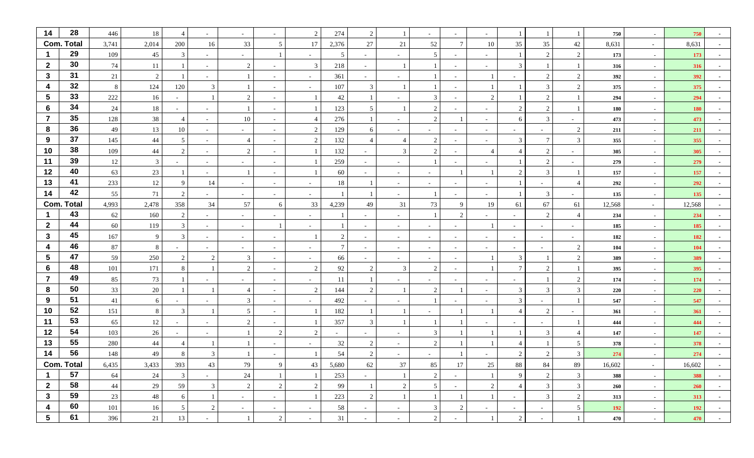| | | | | | | | | | | | | | | | | | | | | | |
|---|---|---|---|---|---|---|---|---|---|---|---|---|---|---|---|---|---|---|---|---|---|
| 14 | 28 | 446 | 18 | 4 | - | - | - | 2 | 274 | 2 | 1 | - | - | - | 1 | 1 | 1 | 750 | - | 750 | - |
| Com. Total | | 3,741 | 2,014 | 200 | 16 | 33 | 5 | 17 | 2,376 | 27 | 21 | 52 | 7 | 10 | 35 | 35 | 42 | 8,631 | - | 8,631 | - |
| 1 | 29 | 109 | 45 | 3 | - | - | 1 | - | 5 | - | - | 5 | - | - | 1 | 2 | 2 | 173 | - | 173 | - |
| 2 | 30 | 74 | 11 | 1 | - | 2 | - | 3 | 218 | - | 1 | 1 | - | - | 3 | 1 | 1 | 316 | - | 316 | - |
| 3 | 31 | 21 | 2 | 1 | - | 1 | - | - | 361 | - | - | 1 | - | 1 | - | 2 | 2 | 392 | - | 392 | - |
| 4 | 32 | 8 | 124 | 120 | 3 | 1 | - | - | 107 | 3 | 1 | 1 | - | 1 | 1 | 3 | 2 | 375 | - | 375 | - |
| 5 | 33 | 222 | 16 | - | 1 | 2 | - | 1 | 42 | 1 | - | 3 | - | 2 | 1 | 2 | 1 | 294 | - | 294 | - |
| 6 | 34 | 24 | 18 | - | - | 1 | - | 1 | 123 | 5 | 1 | 2 | - | - | 2 | 2 | 1 | 180 | - | 180 | - |
| 7 | 35 | 128 | 38 | 4 | - | 10 | - | 4 | 276 | 1 | - | 2 | 1 | - | 6 | 3 | - | 473 | - | 473 | - |
| 8 | 36 | 49 | 13 | 10 | - | - | - | 2 | 129 | 6 | - | - | - | - | - | - | 2 | 211 | - | 211 | - |
| 9 | 37 | 145 | 44 | 5 | - | 4 | - | 2 | 132 | 4 | 4 | 2 | - | - | 3 | 7 | 3 | 355 | - | 355 | - |
| 10 | 38 | 109 | 44 | 2 | - | 2 | - | 1 | 132 | - | 3 | 2 | - | 4 | 4 | 2 | - | 305 | - | 305 | - |
| 11 | 39 | 12 | 3 | - | - | - | - | 1 | 259 | - | - | 1 | - | - | 1 | 2 | - | 279 | - | 279 | - |
| 12 | 40 | 63 | 23 | 1 | - | 1 | - | 1 | 60 | - | - | - | 1 | 1 | 2 | 3 | 1 | 157 | - | 157 | - |
| 13 | 41 | 233 | 12 | 9 | 14 | - | - | - | 18 | 1 | - | - | - | - | 1 | - | 4 | 292 | - | 292 | - |
| 14 | 42 | 55 | 71 | 2 | - | - | - | - | 1 | 1 | - | 1 | - | - | 1 | 3 | - | 135 | - | 135 | - |
| Com. Total | | 4,993 | 2,478 | 358 | 34 | 57 | 6 | 33 | 4,239 | 49 | 31 | 73 | 9 | 19 | 61 | 67 | 61 | 12,568 | - | 12,568 | - |
| 1 | 43 | 62 | 160 | 2 | - | - | - | - | 1 | - | - | 1 | 2 | - | - | 2 | 4 | 234 | - | 234 | - |
| 2 | 44 | 60 | 119 | 3 | - | - | 1 | - | 1 | - | - | - | - | 1 | - | - | - | 185 | - | 185 | - |
| 3 | 45 | 167 | 9 | 3 | - | - | - | 1 | 2 | - | - | - | - | - | - | - | - | 182 | - | 182 | - |
| 4 | 46 | 87 | 8 | - | - | - | - | - | 7 | - | - | - | - | - | - | - | 2 | 104 | - | 104 | - |
| 5 | 47 | 59 | 250 | 2 | 2 | 3 | - | - | 66 | - | - | - | - | 1 | 3 | 1 | 2 | 389 | - | 389 | - |
| 6 | 48 | 101 | 171 | 8 | 1 | 2 | - | 2 | 92 | 2 | 3 | 2 | - | 1 | 7 | 2 | 1 | 395 | - | 395 | - |
| 7 | 49 | 85 | 73 | 1 | - | - | - | - | 11 | 1 | - | - | - | - | - | 1 | 2 | 174 | - | 174 | - |
| 8 | 50 | 33 | 20 | 1 | 1 | 4 | - | 2 | 144 | 2 | 1 | 2 | 1 | - | 3 | 3 | 3 | 220 | - | 220 | - |
| 9 | 51 | 41 | 6 | - | - | 3 | - | - | 492 | - | - | 1 | - | - | 3 | - | 1 | 547 | - | 547 | - |
| 10 | 52 | 151 | 8 | 3 | 1 | 5 | - | 1 | 182 | 1 | 1 | - | 1 | 1 | 4 | 2 | - | 361 | - | 361 | - |
| 11 | 53 | 65 | 12 | - | - | 2 | - | 1 | 357 | 3 | 1 | 1 | 1 | - | - | - | 1 | 444 | - | 444 | - |
| 12 | 54 | 103 | 26 | - | - | 1 | 2 | 2 | - | - | - | 3 | 1 | 1 | 1 | 3 | 4 | 147 | - | 147 | - |
| 13 | 55 | 280 | 44 | 4 | 1 | 1 | - | - | 32 | 2 | - | 2 | 1 | 1 | 4 | 1 | 5 | 378 | - | 378 | - |
| 14 | 56 | 148 | 49 | 8 | 3 | 1 | - | 1 | 54 | 2 | - | - | 1 | - | 2 | 2 | 3 | 274 | - | 274 | - |
| Com. Total | | 6,435 | 3,433 | 393 | 43 | 79 | 9 | 43 | 5,680 | 62 | 37 | 85 | 17 | 25 | 88 | 84 | 89 | 16,602 | - | 16,602 | - |
| 1 | 57 | 64 | 24 | 3 | - | 24 | 1 | 1 | 253 | - | 1 | 2 | - | 1 | 9 | 2 | 3 | 388 | - | 388 | - |
| 2 | 58 | 44 | 29 | 59 | 3 | 2 | 2 | 2 | 99 | 1 | 2 | 5 | - | 2 | 4 | 3 | 3 | 260 | - | 260 | - |
| 3 | 59 | 23 | 48 | 6 | 1 | - | - | 1 | 223 | 2 | 1 | 1 | 1 | 1 | - | 3 | 2 | 313 | - | 313 | - |
| 4 | 60 | 101 | 16 | 5 | 2 | - | - | - | 58 | - | - | 3 | 2 | - | - | - | 5 | 192 | - | 192 | - |
| 5 | 61 | 396 | 21 | 13 | - | 1 | 2 | - | 31 | - | - | 2 | - | 1 | 2 | - | 1 | 470 | - | 470 | - |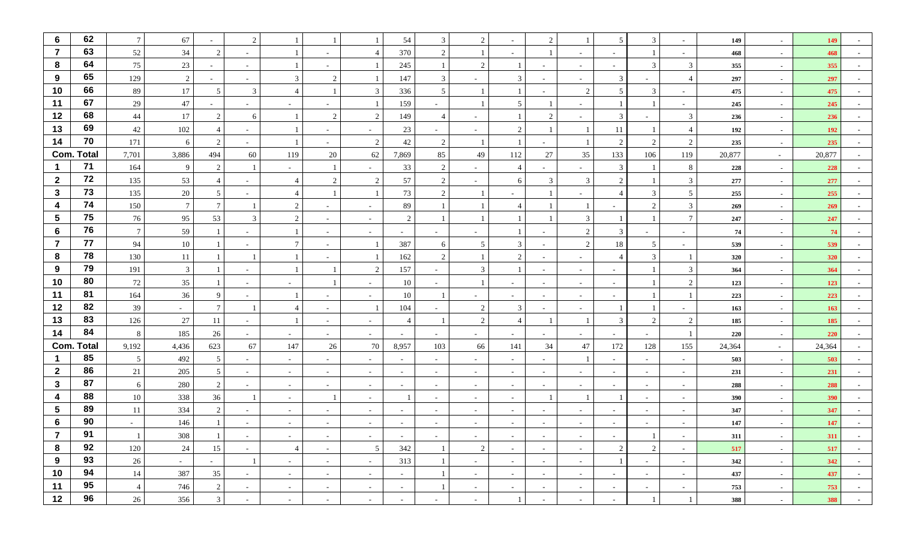| | | | | | | | | | | | | | | | | | | | | | |
|---|---|---|---|---|---|---|---|---|---|---|---|---|---|---|---|---|---|---|---|---|---|
| **6** | **62** | 7 | 67 | - | 2 | 1 | 1 | 1 | 54 | 3 | 2 | - | 2 | 1 | 5 | 3 | - | 149 | - | 149 | - |
| **7** | **63** | 52 | 34 | 2 | - | 1 | - | 4 | 370 | 2 | 1 | - | 1 | - | - | 1 | - | 468 | - | 468 | - |
| **8** | **64** | 75 | 23 | - | - | 1 | - | 1 | 245 | 1 | 2 | 1 | - | - | - | 3 | 3 | 355 | - | 355 | - |
| **9** | **65** | 129 | 2 | - | - | 3 | 2 | 1 | 147 | 3 | - | 3 | - | - | 3 | - | 4 | 297 | - | 297 | - |
| **10** | **66** | 89 | 17 | 5 | 3 | 4 | 1 | 3 | 336 | 5 | 1 | 1 | - | 2 | 5 | 3 | - | 475 | - | 475 | - |
| **11** | **67** | 29 | 47 | - | - | - | - | 1 | 159 | - | 1 | 5 | 1 | - | 1 | 1 | - | 245 | - | 245 | - |
| **12** | **68** | 44 | 17 | 2 | 6 | 1 | 2 | 2 | 149 | 4 | - | 1 | 2 | - | 3 | - | 3 | 236 | - | 236 | - |
| **13** | **69** | 42 | 102 | 4 | - | 1 | - | - | 23 | - | - | 2 | 1 | 1 | 11 | 1 | 4 | 192 | - | 192 | - |
| **14** | **70** | 171 | 6 | 2 | - | 1 | - | 2 | 42 | 2 | 1 | 1 | - | 1 | 2 | 2 | 2 | 235 | - | 235 | - |
| **Com. Total** | | 7,701 | 3,886 | 494 | 60 | 119 | 20 | 62 | 7,869 | 85 | 49 | 112 | 27 | 35 | 133 | 106 | 119 | 20,877 | - | 20,877 | - |
| **1** | **71** | 164 | 9 | 2 | 1 | - | 1 | - | 33 | 2 | - | 4 | - | - | 3 | 1 | 8 | 228 | - | 228 | - |
| **2** | **72** | 135 | 53 | 4 | - | 4 | 2 | 2 | 57 | 2 | - | 6 | 3 | 3 | 2 | 1 | 3 | 277 | - | 277 | - |
| **3** | **73** | 135 | 20 | 5 | - | 4 | 1 | 1 | 73 | 2 | 1 | - | 1 | - | 4 | 3 | 5 | 255 | - | 255 | - |
| **4** | **74** | 150 | 7 | 7 | 1 | 2 | - | - | 89 | 1 | 1 | 4 | 1 | 1 | - | 2 | 3 | 269 | - | 269 | - |
| **5** | **75** | 76 | 95 | 53 | 3 | 2 | - | - | 2 | 1 | 1 | 1 | 1 | 3 | 1 | 1 | 7 | 247 | - | 247 | - |
| **6** | **76** | 7 | 59 | 1 | - | 1 | - | - | - | - | - | 1 | - | 2 | 3 | - | - | 74 | - | 74 | - |
| **7** | **77** | 94 | 10 | 1 | - | 7 | - | 1 | 387 | 6 | 5 | 3 | - | 2 | 18 | 5 | - | 539 | - | 539 | - |
| **8** | **78** | 130 | 11 | 1 | 1 | 1 | - | 1 | 162 | 2 | 1 | 2 | - | - | 4 | 3 | 1 | 320 | - | 320 | - |
| **9** | **79** | 191 | 3 | 1 | - | 1 | 1 | 2 | 157 | - | 3 | 1 | - | - | - | 1 | 3 | 364 | - | 364 | - |
| **10** | **80** | 72 | 35 | 1 | - | - | 1 | - | 10 | - | 1 | - | - | - | - | 1 | 2 | 123 | - | 123 | - |
| **11** | **81** | 164 | 36 | 9 | - | 1 | - | - | 10 | 1 | - | - | - | - | - | 1 | 1 | 223 | - | 223 | - |
| **12** | **82** | 39 | - | 7 | 1 | 4 | - | 1 | 104 | - | 2 | 3 | - | - | 1 | 1 | - | 163 | - | 163 | - |
| **13** | **83** | 126 | 27 | 11 | - | 1 | - | - | 4 | 1 | 2 | 4 | 1 | 1 | 3 | 2 | 2 | 185 | - | 185 | - |
| **14** | **84** | 8 | 185 | 26 | - | - | - | - | - | - | - | - | - | - | - | - | 1 | 220 | - | 220 | - |
| **Com. Total** | | 9,192 | 4,436 | 623 | 67 | 147 | 26 | 70 | 8,957 | 103 | 66 | 141 | 34 | 47 | 172 | 128 | 155 | 24,364 | - | 24,364 | - |
| **1** | **85** | 5 | 492 | 5 | - | - | - | - | - | - | - | - | - | 1 | - | - | - | 503 | - | 503 | - |
| **2** | **86** | 21 | 205 | 5 | - | - | - | - | - | - | - | - | - | - | - | - | - | 231 | - | 231 | - |
| **3** | **87** | 6 | 280 | 2 | - | - | - | - | - | - | - | - | - | - | - | - | - | 288 | - | 288 | - |
| **4** | **88** | 10 | 338 | 36 | 1 | - | 1 | - | 1 | - | - | - | 1 | 1 | 1 | - | - | 390 | - | 390 | - |
| **5** | **89** | 11 | 334 | 2 | - | - | - | - | - | - | - | - | - | - | - | - | - | 347 | - | 347 | - |
| **6** | **90** | - | 146 | 1 | - | - | - | - | - | - | - | - | - | - | - | - | - | 147 | - | 147 | - |
| **7** | **91** | 1 | 308 | 1 | - | - | - | - | - | - | - | - | - | - | - | 1 | - | 311 | - | 311 | - |
| **8** | **92** | 120 | 24 | 15 | - | 4 | - | 5 | 342 | 1 | 2 | - | - | - | 2 | 2 | - | 517 | - | 517 | - |
| **9** | **93** | 26 | - | - | 1 | - | - | - | 313 | 1 | - | - | - | - | 1 | - | - | 342 | - | 342 | - |
| **10** | **94** | 14 | 387 | 35 | - | - | - | - | - | 1 | - | - | - | - | - | - | - | 437 | - | 437 | - |
| **11** | **95** | 4 | 746 | 2 | - | - | - | - | - | 1 | - | - | - | - | - | - | - | 753 | - | 753 | - |
| **12** | **96** | 26 | 356 | 3 | - | - | - | - | - | - | - | 1 | - | - | - | 1 | 1 | 388 | - | 388 | - |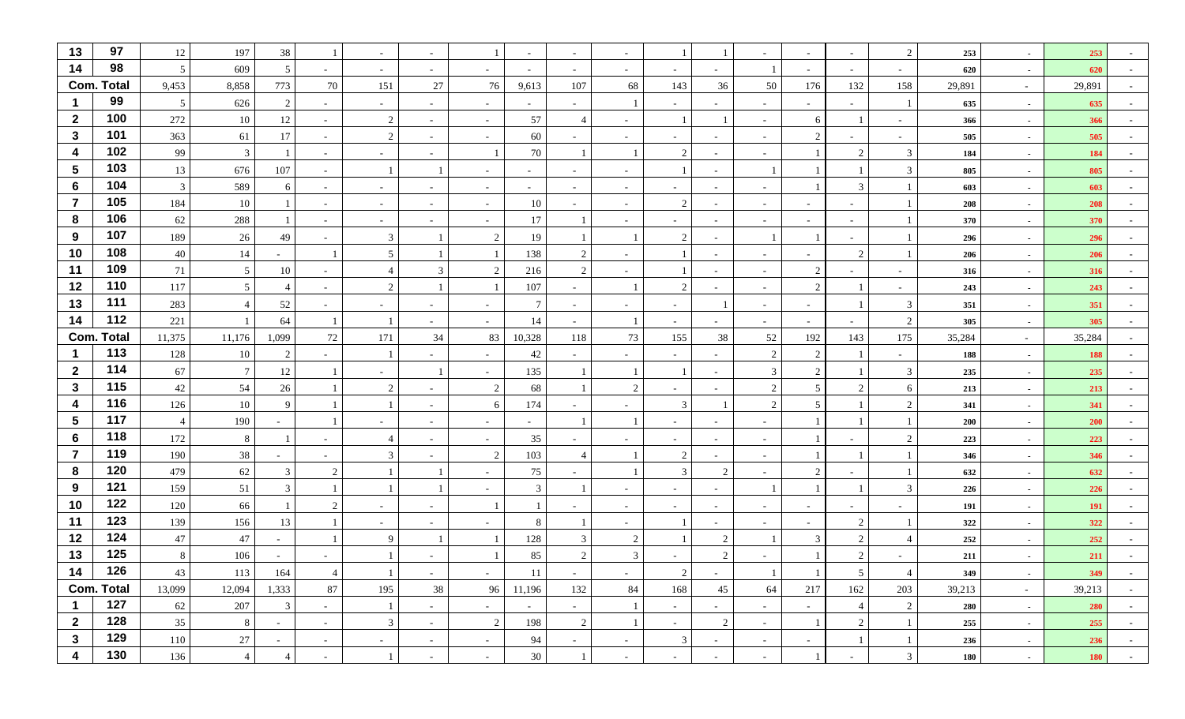| 13 | 97 | 12 | 197 | 38 | 1 | - | - | 1 | - | - | - | 1 | 1 | - | - | - | 2 | 253 | - | 253 | - |
|---|---|---|---|---|---|---|---|---|---|---|---|---|---|---|---|---|---|---|---|---|---|
| 14 | 98 | 5 | 609 | 5 | - | - | - | - | - | - | - | - | - | 1 | - | - | - | 620 | - | 620 | - |
| Com. Total | | 9,453 | 8,858 | 773 | 70 | 151 | 27 | 76 | 9,613 | 107 | 68 | 143 | 36 | 50 | 176 | 132 | 158 | 29,891 | - | 29,891 | - |
| 1 | 99 | 5 | 626 | 2 | - | - | - | - | - | - | 1 | - | - | - | - | - | 1 | 635 | - | 635 | - |
| 2 | 100 | 272 | 10 | 12 | - | 2 | - | - | 57 | 4 | - | 1 | 1 | - | 6 | 1 | - | 366 | - | 366 | - |
| 3 | 101 | 363 | 61 | 17 | - | 2 | - | - | 60 | - | - | - | - | - | 2 | - | - | 505 | - | 505 | - |
| 4 | 102 | 99 | 3 | 1 | - | - | - | 1 | 70 | 1 | 1 | 2 | - | - | 1 | 2 | 3 | 184 | - | 184 | - |
| 5 | 103 | 13 | 676 | 107 | - | 1 | 1 | - | - | - | - | 1 | - | 1 | 1 | 1 | 3 | 805 | - | 805 | - |
| 6 | 104 | 3 | 589 | 6 | - | - | - | - | - | - | - | - | - | - | 1 | 3 | 1 | 603 | - | 603 | - |
| 7 | 105 | 184 | 10 | 1 | - | - | - | - | 10 | - | - | 2 | - | - | - | - | 1 | 208 | - | 208 | - |
| 8 | 106 | 62 | 288 | 1 | - | - | - | - | 17 | 1 | - | - | - | - | - | - | 1 | 370 | - | 370 | - |
| 9 | 107 | 189 | 26 | 49 | - | 3 | 1 | 2 | 19 | 1 | 1 | 2 | - | 1 | 1 | - | 1 | 296 | - | 296 | - |
| 10 | 108 | 40 | 14 | - | 1 | 5 | 1 | 1 | 138 | 2 | - | 1 | - | - | - | 2 | 1 | 206 | - | 206 | - |
| 11 | 109 | 71 | 5 | 10 | - | 4 | 3 | 2 | 216 | 2 | - | 1 | - | - | 2 | - | - | 316 | - | 316 | - |
| 12 | 110 | 117 | 5 | 4 | - | 2 | 1 | 1 | 107 | - | 1 | 2 | - | - | 2 | 1 | - | 243 | - | 243 | - |
| 13 | 111 | 283 | 4 | 52 | - | - | - | - | 7 | - | - | - | 1 | - | - | 1 | 3 | 351 | - | 351 | - |
| 14 | 112 | 221 | 1 | 64 | 1 | 1 | - | - | 14 | - | 1 | - | - | - | - | - | 2 | 305 | - | 305 | - |
| Com. Total | | 11,375 | 11,176 | 1,099 | 72 | 171 | 34 | 83 | 10,328 | 118 | 73 | 155 | 38 | 52 | 192 | 143 | 175 | 35,284 | - | 35,284 | - |
| 1 | 113 | 128 | 10 | 2 | - | 1 | - | - | 42 | - | - | - | - | 2 | 2 | 1 | - | 188 | - | 188 | - |
| 2 | 114 | 67 | 7 | 12 | 1 | - | 1 | - | 135 | 1 | 1 | 1 | - | 3 | 2 | 1 | 3 | 235 | - | 235 | - |
| 3 | 115 | 42 | 54 | 26 | 1 | 2 | - | 2 | 68 | 1 | 2 | - | - | 2 | 5 | 2 | 6 | 213 | - | 213 | - |
| 4 | 116 | 126 | 10 | 9 | 1 | 1 | - | 6 | 174 | - | - | 3 | 1 | 2 | 5 | 1 | 2 | 341 | - | 341 | - |
| 5 | 117 | 4 | 190 | - | 1 | - | - | - | - | 1 | 1 | - | - | - | 1 | 1 | 1 | 200 | - | 200 | - |
| 6 | 118 | 172 | 8 | 1 | - | 4 | - | - | 35 | - | - | - | - | - | 1 | - | 2 | 223 | - | 223 | - |
| 7 | 119 | 190 | 38 | - | - | 3 | - | 2 | 103 | 4 | 1 | 2 | - | - | 1 | 1 | 1 | 346 | - | 346 | - |
| 8 | 120 | 479 | 62 | 3 | 2 | 1 | 1 | - | 75 | - | 1 | 3 | 2 | - | 2 | - | 1 | 632 | - | 632 | - |
| 9 | 121 | 159 | 51 | 3 | 1 | 1 | 1 | - | 3 | 1 | - | - | - | 1 | 1 | 1 | 3 | 226 | - | 226 | - |
| 10 | 122 | 120 | 66 | 1 | 2 | - | - | 1 | 1 | - | - | - | - | - | - | - | - | 191 | - | 191 | - |
| 11 | 123 | 139 | 156 | 13 | 1 | - | - | - | 8 | 1 | - | 1 | - | - | - | 2 | 1 | 322 | - | 322 | - |
| 12 | 124 | 47 | 47 | - | 1 | 9 | 1 | 1 | 128 | 3 | 2 | 1 | 2 | 1 | 3 | 2 | 4 | 252 | - | 252 | - |
| 13 | 125 | 8 | 106 | - | - | 1 | - | 1 | 85 | 2 | 3 | - | 2 | - | 1 | 2 | - | 211 | - | 211 | - |
| 14 | 126 | 43 | 113 | 164 | 4 | 1 | - | - | 11 | - | - | 2 | - | 1 | 1 | 5 | 4 | 349 | - | 349 | - |
| Com. Total | | 13,099 | 12,094 | 1,333 | 87 | 195 | 38 | 96 | 11,196 | 132 | 84 | 168 | 45 | 64 | 217 | 162 | 203 | 39,213 | - | 39,213 | - |
| 1 | 127 | 62 | 207 | 3 | - | 1 | - | - | - | - | 1 | - | - | - | - | 4 | 2 | 280 | - | 280 | - |
| 2 | 128 | 35 | 8 | - | - | 3 | - | 2 | 198 | 2 | 1 | - | 2 | - | 1 | 2 | 1 | 255 | - | 255 | - |
| 3 | 129 | 110 | 27 | - | - | - | - | - | 94 | - | - | 3 | - | - | - | 1 | 1 | 236 | - | 236 | - |
| 4 | 130 | 136 | 4 | 4 | - | 1 | - | - | 30 | 1 | - | - | - | - | 1 | - | 3 | 180 | - | 180 | - |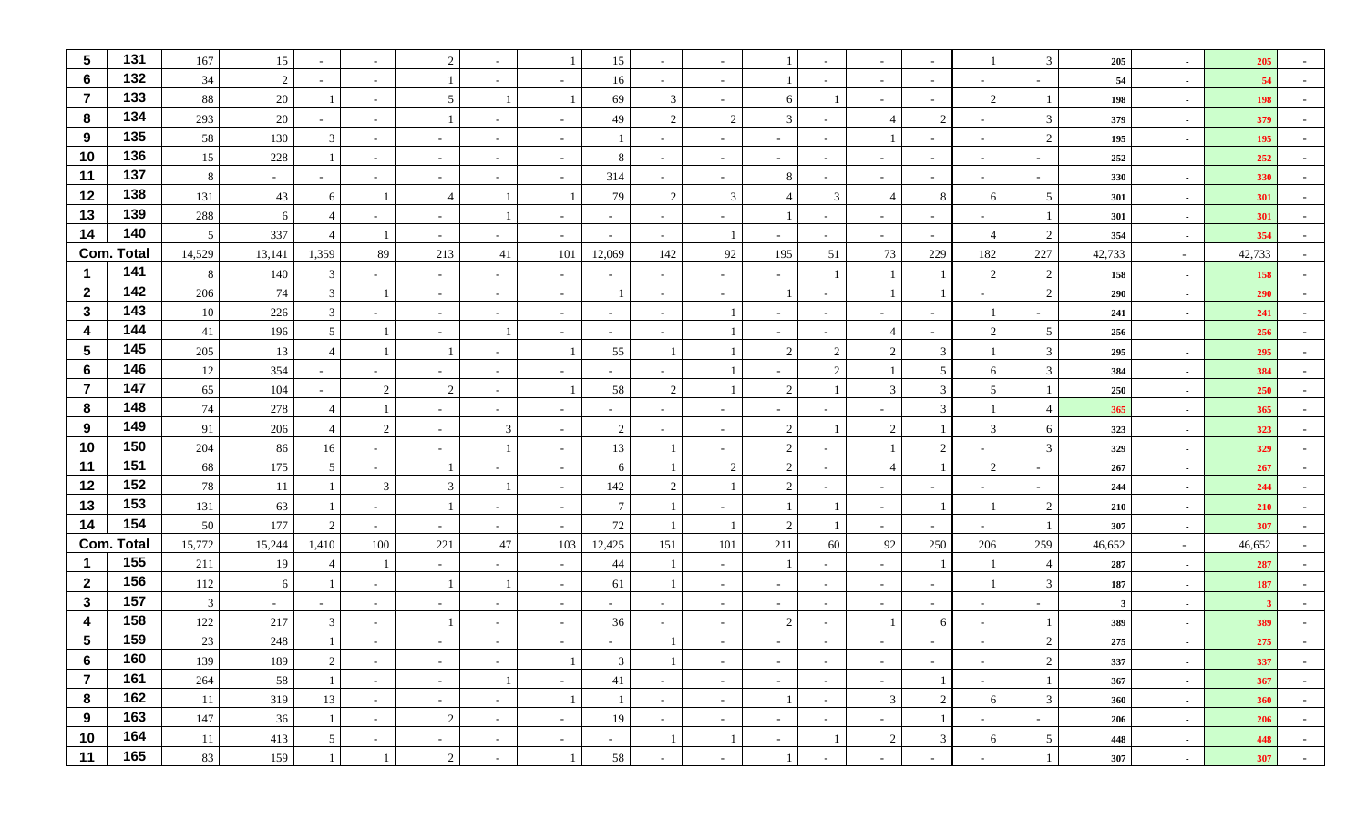| 5 | 131 | 167 | 15 | - | - | 2 | - | 1 | 15 | - | - | 1 | - | - | - | 1 | 3 | 205 | - | 205 | - |
|---|---|---|---|---|---|---|---|---|---|---|---|---|---|---|---|---|---|---|---|---|---|
| 6 | 132 | 34 | 2 | - | - | 1 | - | - | 16 | - | - | 1 | - | - | - | - | - | 54 | - | 54 | - |
| 7 | 133 | 88 | 20 | 1 | - | 5 | 1 | 1 | 69 | 3 | - | 6 | 1 | - | - | 2 | 1 | 198 | - | 198 | - |
| 8 | 134 | 293 | 20 | - | - | 1 | - | - | 49 | 2 | 2 | 3 | - | 4 | 2 | - | 3 | 379 | - | 379 | - |
| 9 | 135 | 58 | 130 | 3 | - | - | - | - | 1 | - | - | - | - | 1 | - | - | 2 | 195 | - | 195 | - |
| 10 | 136 | 15 | 228 | 1 | - | - | - | - | 8 | - | - | - | - | - | - | - | - | 252 | - | 252 | - |
| 11 | 137 | 8 | - | - | - | - | - | - | 314 | - | - | 8 | - | - | - | - | - | 330 | - | 330 | - |
| 12 | 138 | 131 | 43 | 6 | 1 | 4 | 1 | 1 | 79 | 2 | 3 | 4 | 3 | 4 | 8 | 6 | 5 | 301 | - | 301 | - |
| 13 | 139 | 288 | 6 | 4 | - | - | 1 | - | - | - | - | 1 | - | - | - | - | 1 | 301 | - | 301 | - |
| 14 | 140 | 5 | 337 | 4 | 1 | - | - | - | - | - | 1 | - | - | - | - | 4 | 2 | 354 | - | 354 | - |
| Com. Total | | 14,529 | 13,141 | 1,359 | 89 | 213 | 41 | 101 | 12,069 | 142 | 92 | 195 | 51 | 73 | 229 | 182 | 227 | 42,733 | - | 42,733 | - |
| 1 | 141 | 8 | 140 | 3 | - | - | - | - | - | - | - | - | 1 | 1 | 1 | 2 | 2 | 158 | - | 158 | - |
| 2 | 142 | 206 | 74 | 3 | 1 | - | - | - | 1 | - | - | 1 | - | 1 | 1 | - | 2 | 290 | - | 290 | - |
| 3 | 143 | 10 | 226 | 3 | - | - | - | - | - | - | 1 | - | - | - | - | 1 | - | 241 | - | 241 | - |
| 4 | 144 | 41 | 196 | 5 | 1 | - | 1 | - | - | - | 1 | - | - | 4 | - | 2 | 5 | 256 | - | 256 | - |
| 5 | 145 | 205 | 13 | 4 | 1 | 1 | - | 1 | 55 | 1 | 1 | 2 | 2 | 2 | 3 | 1 | 3 | 295 | - | 295 | - |
| 6 | 146 | 12 | 354 | - | - | - | - | - | - | - | 1 | - | 2 | 1 | 5 | 6 | 3 | 384 | - | 384 | - |
| 7 | 147 | 65 | 104 | - | 2 | 2 | - | 1 | 58 | 2 | 1 | 2 | 1 | 3 | 3 | 5 | 1 | 250 | - | 250 | - |
| 8 | 148 | 74 | 278 | 4 | 1 | - | - | - | - | - | - | - | - | - | 3 | 1 | 4 | 365 | - | 365 | - |
| 9 | 149 | 91 | 206 | 4 | 2 | - | 3 | - | 2 | - | - | 2 | 1 | 2 | 1 | 3 | 6 | 323 | - | 323 | - |
| 10 | 150 | 204 | 86 | 16 | - | - | 1 | - | 13 | 1 | - | 2 | - | 1 | 2 | - | 3 | 329 | - | 329 | - |
| 11 | 151 | 68 | 175 | 5 | - | 1 | - | - | 6 | 1 | 2 | 2 | - | 4 | 1 | 2 | - | 267 | - | 267 | - |
| 12 | 152 | 78 | 11 | 1 | 3 | 3 | 1 | - | 142 | 2 | 1 | 2 | - | - | - | - | - | 244 | - | 244 | - |
| 13 | 153 | 131 | 63 | 1 | - | 1 | - | - | 7 | 1 | - | 1 | 1 | - | 1 | 1 | 2 | 210 | - | 210 | - |
| 14 | 154 | 50 | 177 | 2 | - | - | - | - | 72 | 1 | 1 | 2 | 1 | - | - | - | 1 | 307 | - | 307 | - |
| Com. Total | | 15,772 | 15,244 | 1,410 | 100 | 221 | 47 | 103 | 12,425 | 151 | 101 | 211 | 60 | 92 | 250 | 206 | 259 | 46,652 | - | 46,652 | - |
| 1 | 155 | 211 | 19 | 4 | 1 | - | - | - | 44 | 1 | - | 1 | - | - | 1 | 1 | 4 | 287 | - | 287 | - |
| 2 | 156 | 112 | 6 | 1 | - | 1 | 1 | - | 61 | 1 | - | - | - | - | - | 1 | 3 | 187 | - | 187 | - |
| 3 | 157 | 3 | - | - | - | - | - | - | - | - | - | - | - | - | - | - | - | 3 | - | 3 | - |
| 4 | 158 | 122 | 217 | 3 | - | 1 | - | - | 36 | - | - | 2 | - | 1 | 6 | - | 1 | 389 | - | 389 | - |
| 5 | 159 | 23 | 248 | 1 | - | - | - | - | - | 1 | - | - | - | - | - | - | 2 | 275 | - | 275 | - |
| 6 | 160 | 139 | 189 | 2 | - | - | - | 1 | 3 | 1 | - | - | - | - | - | - | 2 | 337 | - | 337 | - |
| 7 | 161 | 264 | 58 | 1 | - | - | 1 | - | 41 | - | - | - | - | - | 1 | - | 1 | 367 | - | 367 | - |
| 8 | 162 | 11 | 319 | 13 | - | - | - | 1 | 1 | - | - | 1 | - | 3 | 2 | 6 | 3 | 360 | - | 360 | - |
| 9 | 163 | 147 | 36 | 1 | - | 2 | - | - | 19 | - | - | - | - | - | 1 | - | - | 206 | - | 206 | - |
| 10 | 164 | 11 | 413 | 5 | - | - | - | - | - | 1 | 1 | - | 1 | 2 | 3 | 6 | 5 | 448 | - | 448 | - |
| 11 | 165 | 83 | 159 | 1 | 1 | 2 | - | 1 | 58 | - | - | 1 | - | - | - | - | 1 | 307 | - | 307 | - |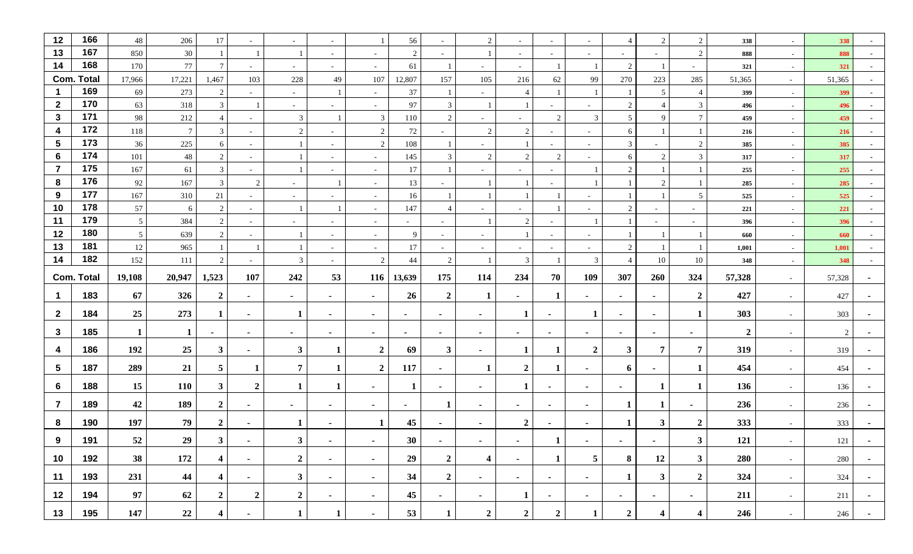| 12 | 166 | 48 | 206 | 17 | - | - | - | 1 | 56 | - | 2 | - | - | - | 4 | 2 | 2 | 338 | - | 338 | - |
|---|---|---|---|---|---|---|---|---|---|---|---|---|---|---|---|---|---|---|---|---|---|
| 13 | 167 | 850 | 30 | 1 | 1 | 1 | - | - | 2 | - | 1 | - | - | - | - | - | 2 | 888 | - | 888 | - |
| 14 | 168 | 170 | 77 | 7 | - | - | - | - | 61 | 1 | - | - | 1 | 1 | 2 | 1 | - | 321 | - | 321 | - |
| Com. Total | | 17,966 | 17,221 | 1,467 | 103 | 228 | 49 | 107 | 12,807 | 157 | 105 | 216 | 62 | 99 | 270 | 223 | 285 | 51,365 | - | 51,365 | - |
| 1 | 169 | 69 | 273 | 2 | - | - | 1 | - | 37 | 1 | - | 4 | 1 | 1 | 1 | 5 | 4 | 399 | - | 399 | - |
| 2 | 170 | 63 | 318 | 3 | 1 | - | - | - | 97 | 3 | 1 | 1 | - | - | 2 | 4 | 3 | 496 | - | 496 | - |
| 3 | 171 | 98 | 212 | 4 | - | 3 | 1 | 3 | 110 | 2 | - | - | 2 | 3 | 5 | 9 | 7 | 459 | - | 459 | - |
| 4 | 172 | 118 | 7 | 3 | - | 2 | - | 2 | 72 | - | 2 | 2 | - | - | 6 | 1 | 1 | 216 | - | 216 | - |
| 5 | 173 | 36 | 225 | 6 | - | 1 | - | 2 | 108 | 1 | - | 1 | - | - | 3 | - | 2 | 385 | - | 385 | - |
| 6 | 174 | 101 | 48 | 2 | - | 1 | - | - | 145 | 3 | 2 | 2 | 2 | - | 6 | 2 | 3 | 317 | - | 317 | - |
| 7 | 175 | 167 | 61 | 3 | - | 1 | - | - | 17 | 1 | - | - | - | 1 | 2 | 1 | 1 | 255 | - | 255 | - |
| 8 | 176 | 92 | 167 | 3 | 2 | - | 1 | - | 13 | - | 1 | 1 | - | 1 | 1 | 2 | 1 | 285 | - | 285 | - |
| 9 | 177 | 167 | 310 | 21 | - | - | - | - | 16 | 1 | 1 | 1 | 1 | - | 1 | 1 | 5 | 525 | - | 525 | - |
| 10 | 178 | 57 | 6 | 2 | - | 1 | 1 | - | 147 | 4 | - | - | 1 | - | 2 | - | - | 221 | - | 221 | - |
| 11 | 179 | 5 | 384 | 2 | - | - | - | - | - | - | 1 | 2 | - | 1 | 1 | - | - | 396 | - | 396 | - |
| 12 | 180 | 5 | 639 | 2 | - | 1 | - | - | 9 | - | - | 1 | - | - | 1 | 1 | 1 | 660 | - | 660 | - |
| 13 | 181 | 12 | 965 | 1 | 1 | 1 | - | - | 17 | - | - | - | - | - | 2 | 1 | 1 | 1,001 | - | 1,001 | - |
| 14 | 182 | 152 | 111 | 2 | - | 3 | - | 2 | 44 | 2 | 1 | 3 | 1 | 3 | 4 | 10 | 10 | 348 | - | 348 | - |
| Com. Total | | 19,108 | 20,947 | 1,523 | 107 | 242 | 53 | 116 | 13,639 | 175 | 114 | 234 | 70 | 109 | 307 | 260 | 324 | 57,328 | - | 57,328 | - |
| 1 | 183 | 67 | 326 | 2 | - | - | - | - | 26 | 2 | 1 | - | 1 | - | - | - | 2 | 427 | - | 427 | - |
| 2 | 184 | 25 | 273 | 1 | - | 1 | - | - | - | - | - | 1 | - | 1 | - | - | 1 | 303 | - | 303 | - |
| 3 | 185 | 1 | 1 | - | - | - | - | - | - | - | - | - | - | - | - | - | - | 2 | - | 2 | - |
| 4 | 186 | 192 | 25 | 3 | - | 3 | 1 | 2 | 69 | 3 | - | 1 | 1 | 2 | 3 | 7 | 7 | 319 | - | 319 | - |
| 5 | 187 | 289 | 21 | 5 | 1 | 7 | 1 | 2 | 117 | - | 1 | 2 | 1 | - | 6 | - | 1 | 454 | - | 454 | - |
| 6 | 188 | 15 | 110 | 3 | 2 | 1 | 1 | - | 1 | - | - | 1 | - | - | - | 1 | 1 | 136 | - | 136 | - |
| 7 | 189 | 42 | 189 | 2 | - | - | - | - | - | 1 | - | - | - | - | 1 | 1 | - | 236 | - | 236 | - |
| 8 | 190 | 197 | 79 | 2 | - | 1 | - | 1 | 45 | - | - | 2 | - | - | 1 | 3 | 2 | 333 | - | 333 | - |
| 9 | 191 | 52 | 29 | 3 | - | 3 | - | - | 30 | - | - | - | 1 | - | - | - | 3 | 121 | - | 121 | - |
| 10 | 192 | 38 | 172 | 4 | - | 2 | - | - | 29 | 2 | 4 | - | 1 | 5 | 8 | 12 | 3 | 280 | - | 280 | - |
| 11 | 193 | 231 | 44 | 4 | - | 3 | - | - | 34 | 2 | - | - | - | - | 1 | 3 | 2 | 324 | - | 324 | - |
| 12 | 194 | 97 | 62 | 2 | 2 | 2 | - | - | 45 | - | - | 1 | - | - | - | - | - | 211 | - | 211 | - |
| 13 | 195 | 147 | 22 | 4 | - | 1 | 1 | - | 53 | 1 | 2 | 2 | 2 | 1 | 2 | 4 | 4 | 246 | - | 246 | - |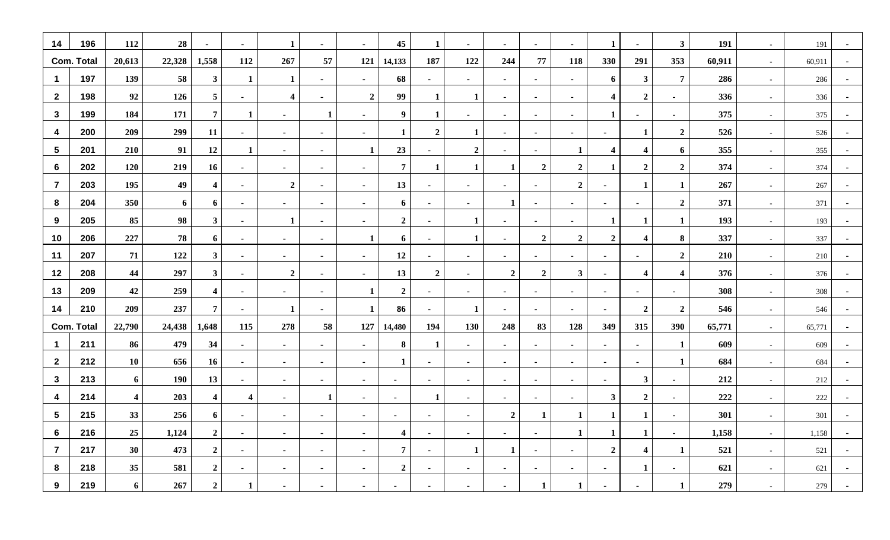| | | | | | | | | | | | | | | | | | | | | | |
|---|---|---|---|---|---|---|---|---|---|---|---|---|---|---|---|---|---|---|---|---|---|
| 14 | 196 | 112 | 28 | - | - | 1 | - | - | 45 | 1 | - | - | - | - | 1 | - | 3 | 191 | - | 191 | - |
| Com. Total | | 20,613 | 22,328 | 1,558 | 112 | 267 | 57 | 121 | 14,133 | 187 | 122 | 244 | 77 | 118 | 330 | 291 | 353 | 60,911 | - | 60,911 | - |
| 1 | 197 | 139 | 58 | 3 | 1 | 1 | - | - | 68 | - | - | - | - | - | 6 | 3 | 7 | 286 | - | 286 | - |
| 2 | 198 | 92 | 126 | 5 | - | 4 | - | 2 | 99 | 1 | 1 | - | - | - | 4 | 2 | - | 336 | - | 336 | - |
| 3 | 199 | 184 | 171 | 7 | 1 | - | 1 | - | 9 | 1 | - | - | - | - | 1 | - | - | 375 | - | 375 | - |
| 4 | 200 | 209 | 299 | 11 | - | - | - | - | 1 | 2 | 1 | - | - | - | - | 1 | 2 | 526 | - | 526 | - |
| 5 | 201 | 210 | 91 | 12 | 1 | - | - | 1 | 23 | - | 2 | - | - | 1 | 4 | 4 | 6 | 355 | - | 355 | - |
| 6 | 202 | 120 | 219 | 16 | - | - | - | - | 7 | 1 | 1 | 1 | 2 | 2 | 1 | 2 | 2 | 374 | - | 374 | - |
| 7 | 203 | 195 | 49 | 4 | - | 2 | - | - | 13 | - | - | - | - | 2 | - | 1 | 1 | 267 | - | 267 | - |
| 8 | 204 | 350 | 6 | 6 | - | - | - | - | 6 | - | - | 1 | - | - | - | - | 2 | 371 | - | 371 | - |
| 9 | 205 | 85 | 98 | 3 | - | 1 | - | - | 2 | - | 1 | - | - | - | 1 | 1 | 1 | 193 | - | 193 | - |
| 10 | 206 | 227 | 78 | 6 | - | - | - | 1 | 6 | - | 1 | - | 2 | 2 | 2 | 4 | 8 | 337 | - | 337 | - |
| 11 | 207 | 71 | 122 | 3 | - | - | - | - | 12 | - | - | - | - | - | - | - | 2 | 210 | - | 210 | - |
| 12 | 208 | 44 | 297 | 3 | - | 2 | - | - | 13 | 2 | - | 2 | 2 | 3 | - | 4 | 4 | 376 | - | 376 | - |
| 13 | 209 | 42 | 259 | 4 | - | - | - | 1 | 2 | - | - | - | - | - | - | - | - | 308 | - | 308 | - |
| 14 | 210 | 209 | 237 | 7 | - | 1 | - | 1 | 86 | - | 1 | - | - | - | - | 2 | 2 | 546 | - | 546 | - |
| Com. Total | | 22,790 | 24,438 | 1,648 | 115 | 278 | 58 | 127 | 14,480 | 194 | 130 | 248 | 83 | 128 | 349 | 315 | 390 | 65,771 | - | 65,771 | - |
| 1 | 211 | 86 | 479 | 34 | - | - | - | - | 8 | 1 | - | - | - | - | - | - | 1 | 609 | - | 609 | - |
| 2 | 212 | 10 | 656 | 16 | - | - | - | - | 1 | - | - | - | - | - | - | - | 1 | 684 | - | 684 | - |
| 3 | 213 | 6 | 190 | 13 | - | - | - | - | - | - | - | - | - | - | - | 3 | - | 212 | - | 212 | - |
| 4 | 214 | 4 | 203 | 4 | 4 | - | 1 | - | - | 1 | - | - | - | - | 3 | 2 | - | 222 | - | 222 | - |
| 5 | 215 | 33 | 256 | 6 | - | - | - | - | - | - | - | 2 | 1 | 1 | 1 | 1 | - | 301 | - | 301 | - |
| 6 | 216 | 25 | 1,124 | 2 | - | - | - | - | 4 | - | - | - | - | 1 | 1 | 1 | - | 1,158 | - | 1,158 | - |
| 7 | 217 | 30 | 473 | 2 | - | - | - | - | 7 | - | 1 | 1 | - | - | 2 | 4 | 1 | 521 | - | 521 | - |
| 8 | 218 | 35 | 581 | 2 | - | - | - | - | 2 | - | - | - | - | - | - | 1 | - | 621 | - | 621 | - |
| 9 | 219 | 6 | 267 | 2 | 1 | - | - | - | - | - | - | - | 1 | 1 | - | - | 1 | 279 | - | 279 | - |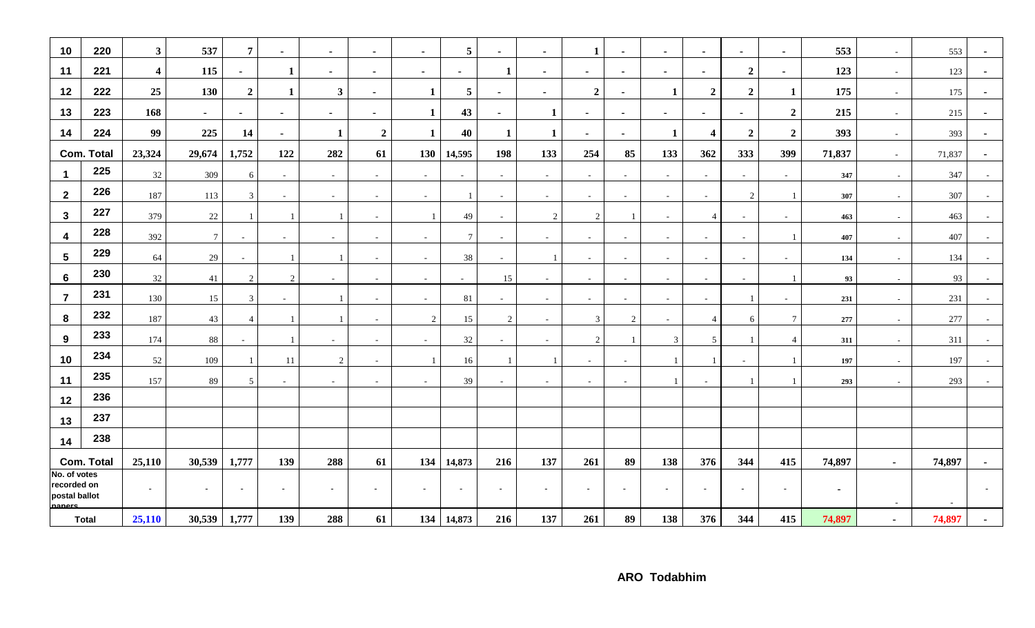| | | | | | | | | | | | | | | | | | | | | | | |
|---|---|---|---|---|---|---|---|---|---|---|---|---|---|---|---|---|---|---|---|---|---|---|
| 10 | 220 | 3 | 537 | 7 | - | - | - | - | 5 | - | - | 1 | - | - | - | - | - | 553 | - | 553 | - |
| 11 | 221 | 4 | 115 | - | 1 | - | - | - | - | 1 | - | - | - | - | - | 2 | - | 123 | - | 123 | - |
| 12 | 222 | 25 | 130 | 2 | 1 | 3 | - | 1 | 5 | - | - | 2 | - | 1 | 2 | 2 | 1 | 175 | - | 175 | - |
| 13 | 223 | 168 | - | - | - | - | - | 1 | 43 | - | 1 | - | - | - | - | - | 2 | 215 | - | 215 | - |
| 14 | 224 | 99 | 225 | 14 | - | 1 | 2 | 1 | 40 | 1 | 1 | - | - | 1 | 4 | 2 | 2 | 393 | - | 393 | - |
| Com. Total | | 23,324 | 29,674 | 1,752 | 122 | 282 | 61 | 130 | 14,595 | 198 | 133 | 254 | 85 | 133 | 362 | 333 | 399 | 71,837 | - | 71,837 | - |
| 1 | 225 | 32 | 309 | 6 | - | - | - | - | - | - | - | - | - | - | - | - | - | 347 | - | 347 | - |
| 2 | 226 | 187 | 113 | 3 | - | - | - | - | 1 | - | - | - | - | - | - | 2 | 1 | 307 | - | 307 | - |
| 3 | 227 | 379 | 22 | 1 | 1 | 1 | - | 1 | 49 | - | 2 | 2 | 1 | - | 4 | - | - | 463 | - | 463 | - |
| 4 | 228 | 392 | 7 | - | - | - | - | - | 7 | - | - | - | - | - | - | - | 1 | 407 | - | 407 | - |
| 5 | 229 | 64 | 29 | - | 1 | 1 | - | - | 38 | - | 1 | - | - | - | - | - | - | 134 | - | 134 | - |
| 6 | 230 | 32 | 41 | 2 | 2 | - | - | - | - | 15 | - | - | - | - | - | - | 1 | 93 | - | 93 | - |
| 7 | 231 | 130 | 15 | 3 | - | 1 | - | - | 81 | - | - | - | - | - | - | 1 | - | 231 | - | 231 | - |
| 8 | 232 | 187 | 43 | 4 | 1 | 1 | - | 2 | 15 | 2 | - | 3 | 2 | - | 4 | 6 | 7 | 277 | - | 277 | - |
| 9 | 233 | 174 | 88 | - | 1 | - | - | - | 32 | - | - | 2 | 1 | 3 | 5 | 1 | 4 | 311 | - | 311 | - |
| 10 | 234 | 52 | 109 | 1 | 11 | 2 | - | 1 | 16 | 1 | 1 | - | - | 1 | 1 | - | 1 | 197 | - | 197 | - |
| 11 | 235 | 157 | 89 | 5 | - | - | - | - | 39 | - | - | - | - | 1 | - | 1 | 1 | 293 | - | 293 | - |
| 12 | 236 | | | | | | | | | | | | | | | | | | | | |
| 13 | 237 | | | | | | | | | | | | | | | | | | | | |
| 14 | 238 | | | | | | | | | | | | | | | | | | | | |
| Com. Total | | 25,110 | 30,539 | 1,777 | 139 | 288 | 61 | 134 | 14,873 | 216 | 137 | 261 | 89 | 138 | 376 | 344 | 415 | 74,897 | - | 74,897 | - |
| No. of votes recorded on postal ballot papers | | - | - | - | - | - | - | - | - | - | - | - | - | - | - | - | - | - | - | - | - |
| Total | | 25,110 | 30,539 | 1,777 | 139 | 288 | 61 | 134 | 14,873 | 216 | 137 | 261 | 89 | 138 | 376 | 344 | 415 | 74,897 | - | 74,897 | - |

**ARO Todabhim**